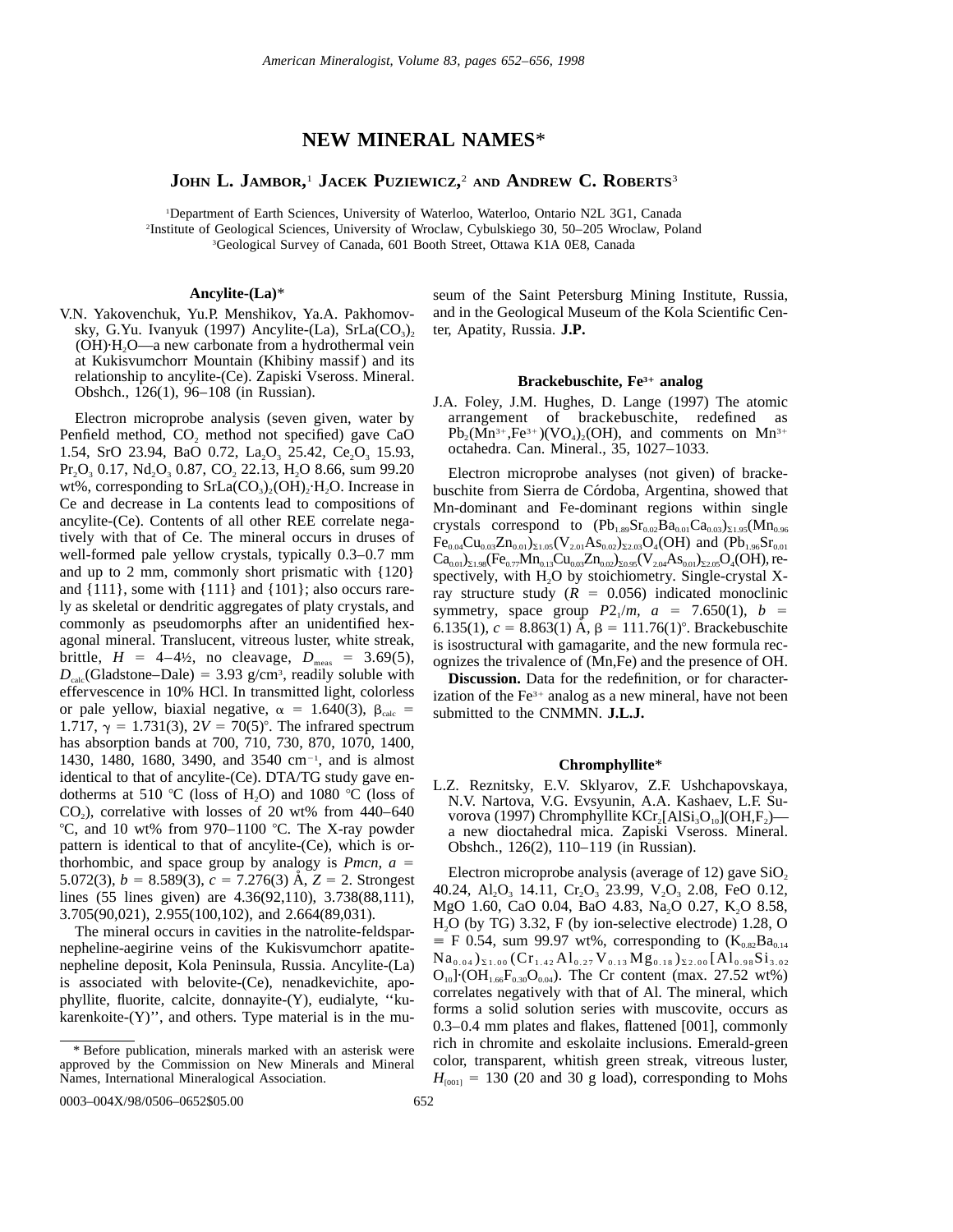# NEW MINERAL NAMES*

**John L. Jambor,[1] Jacek Puziewicz,[2] and Andrew C. Roberts[3]**

[1]Department of Earth Sciences, University of Waterloo, Waterloo, Ontario N2L 3G1, Canada
[2]Institute of Geological Sciences, University of Wroclaw, Cybulskiego 30, 50–205 Wroclaw, Poland
[3]Geological Survey of Canada, 601 Booth Street, Ottawa K1A 0E8, Canada

## Ancylite-(La)*

V.N. Yakovenchuk, Yu.P. Menshikov, Ya.A. Pakhomovsky, G.Yu. Ivanyuk (1997) Ancylite-(La), $SrLa(CO_3)_2(OH)·H_2O$—a new carbonate from a hydrothermal vein at Kukisvumchorr Mountain (Khibiny massif) and its relationship to ancylite-(Ce). Zapiski Vseross. Mineral. Obshch., 126(1), 96–108 (in Russian).

Electron microprobe analysis (seven given, water by Penfield method, $CO_2$ method not specified) gave CaO 1.54, SrO 23.94, BaO 0.72, $La_2O_3$ 25.42, $Ce_2O_3$ 15.93, $Pr_2O_3$ 0.17, $Nd_2O_3$ 0.87, $CO_2$ 22.13, $H_2O$ 8.66, sum 99.20 wt%, corresponding to $SrLa(CO_3)_2(OH)_2·H_2O$. Increase in Ce and decrease in La contents lead to compositions of ancylite-(Ce). Contents of all other REE correlate negatively with that of Ce. The mineral occurs in druses of well-formed pale yellow crystals, typically 0.3–0.7 mm and up to 2 mm, commonly short prismatic with {120} and {111}, some with {111} and {101}; also occurs rarely as skeletal or dendritic aggregates of platy crystals, and commonly as pseudomorphs after an unidentified hexagonal mineral. Translucent, vitreous luster, white streak, brittle, $H$ = 4–4½, no cleavage, $D_{meas}$ = 3.69(5), $D_{calc}$(Gladstone–Dale) = 3.93 g/cm³, readily soluble with effervescence in 10% HCl. In transmitted light, colorless or pale yellow, biaxial negative, $\alpha$ = 1.640(3), $\beta_{calc}$ = 1.717, $\gamma$ = 1.731(3), $2V$ = 70(5)°. The infrared spectrum has absorption bands at 700, 710, 730, 870, 1070, 1400, 1430, 1480, 1680, 3490, and 3540 cm⁻¹, and is almost identical to that of ancylite-(Ce). DTA/TG study gave endotherms at 510 °C (loss of $H_2O$) and 1080 °C (loss of $CO_2$), correlative with losses of 20 wt% from 440–640 °C, and 10 wt% from 970–1100 °C. The X-ray powder pattern is identical to that of ancylite-(Ce), which is orthorhombic, and space group by analogy is *Pmcn*, $a$ = 5.072(3), $b$ = 8.589(3), $c$ = 7.276(3) Å, $Z$ = 2. Strongest lines (55 lines given) are 4.36(92,110), 3.738(88,111), 3.705(90,021), 2.955(100,102), and 2.664(89,031).

The mineral occurs in cavities in the natrolite-feldsparnepheline-aegirine veins of the Kukisvumchorr apatite-nepheline deposit, Kola Peninsula, Russia. Ancylite-(La) is associated with belovite-(Ce), nenadkevichite, apophyllite, fluorite, calcite, donnayite-(Y), eudialyte, ''kukarenkoite-(Y)'', and others. Type material is in the museum of the Saint Petersburg Mining Institute, Russia, and in the Geological Museum of the Kola Scientific Center, Apatity, Russia. **J.P.**

## Brackebuschite, $Fe^{3+}$ analog

J.A. Foley, J.M. Hughes, D. Lange (1997) The atomic arrangement of brackebuschite, redefined as $Pb_2(Mn^{3+},Fe^{3+})(VO_4)_2(OH)$, and comments on $Mn^{3+}$ octahedra. Can. Mineral., 35, 1027–1033.

Electron microprobe analyses (not given) of brackebuschite from Sierra de Córdoba, Argentina, showed that Mn-dominant and Fe-dominant regions within single crystals correspond to $(Pb_{1.89}Sr_{0.02}Ba_{0.01}Ca_{0.03})_{\Sigma 1.95}(Mn_{0.96}Fe_{0.04}Cu_{0.03}Zn_{0.01})_{\Sigma 1.05}(V_{2.01}As_{0.02})_{\Sigma 2.03}O_4(OH)$ and $(Pb_{1.96}Sr_{0.01}Ca_{0.01})_{\Sigma 1.98}(Fe_{0.77}Mn_{0.13}Cu_{0.03}Zn_{0.02})_{\Sigma 0.95}(V_{2.04}As_{0.01})_{\Sigma 2.05}O_4(OH)$, respectively, with $H_2O$ by stoichiometry. Single-crystal X-ray structure study ($R$ = 0.056) indicated monoclinic symmetry, space group $P2_1/m$, $a$ = 7.650(1), $b$ = 6.135(1), $c$ = 8.863(1) Å, $\beta$ = 111.76(1)°. Brackebuschite is isostructural with gamagarite, and the new formula recognizes the trivalence of (Mn,Fe) and the presence of OH.

**Discussion.** Data for the redefinition, or for characterization of the $Fe^{3+}$ analog as a new mineral, have not been submitted to the CNMMN. **J.L.J.**

## Chromphyllite*

L.Z. Reznitsky, E.V. Sklyarov, Z.F. Ushchapovskaya, N.V. Nartova, V.G. Evsyunin, A.A. Kashaev, L.F. Suvorova (1997) Chromphyllite $KCr_2[AlSi_3O_{10}](OH,F_2)$—a new dioctahedral mica. Zapiski Vseross. Mineral. Obshch., 126(2), 110–119 (in Russian).

Electron microprobe analysis (average of 12) gave $SiO_2$ 40.24, $Al_2O_3$ 14.11, $Cr_2O_3$ 23.99, $V_2O_3$ 2.08, FeO 0.12, MgO 1.60, CaO 0.04, BaO 4.83, $Na_2O$ 0.27, $K_2O$ 8.58, $H_2O$ (by TG) 3.32, F (by ion-selective electrode) 1.28, O ≡ F 0.54, sum 99.97 wt%, corresponding to $(K_{0.82}Ba_{0.14}Na_{0.04})_{\Sigma 1.00}(Cr_{1.42}Al_{0.27}V_{0.13}Mg_{0.18})_{\Sigma 2.00}[Al_{0.98}Si_{3.02}O_{10}]·(OH_{1.66}F_{0.30}O_{0.04})$. The Cr content (max. 27.52 wt%) correlates negatively with that of Al. The mineral, which forms a solid solution series with muscovite, occurs as 0.3–0.4 mm plates and flakes, flattened [001], commonly rich in chromite and eskolaite inclusions. Emerald-green color, transparent, whitish green streak, vitreous luster, $H_{[001]}$ = 130 (20 and 30 g load), corresponding to Mohs

* Before publication, minerals marked with an asterisk were approved by the Commission on New Minerals and Mineral Names, International Mineralogical Association.

0003–004X/98/0506–0652$05.00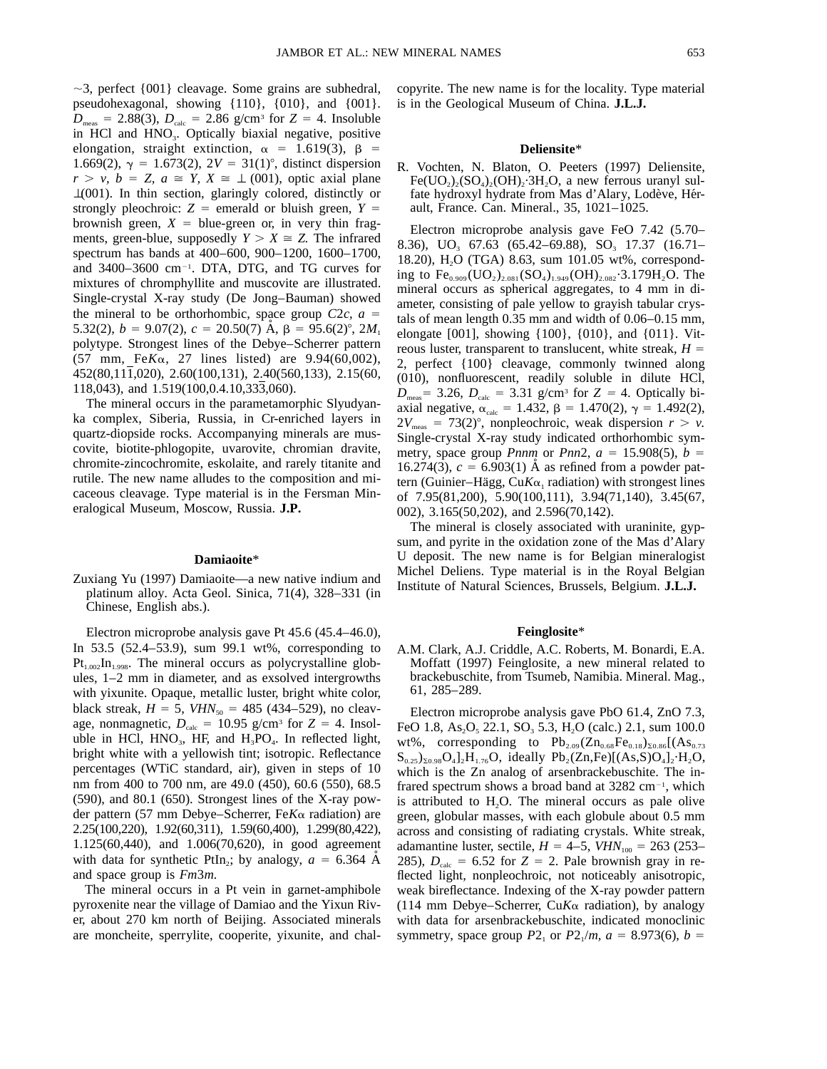~3, perfect {001} cleavage. Some grains are subhedral, pseudohexagonal, showing {110}, {010}, and {001}. $D_{meas}$ = 2.88(3), $D_{calc}$ = 2.86 g/cm³ for $Z$ = 4. Insoluble in HCl and $HNO_3$. Optically biaxial negative, positive elongation, straight extinction, α = 1.619(3), β = 1.669(2), γ = 1.673(2), 2$V$ = 31(1)°, distinct dispersion $r > v$, $b = Z$, $a \cong Y$, $X \cong \perp$ (001), optic axial plane ⊥(001). In thin section, glaringly colored, distinctly or strongly pleochroic: $Z$ = emerald or bluish green, $Y$ = brownish green, $X$ = blue-green or, in very thin fragments, green-blue, supposedly $Y > X \cong Z$. The infrared spectrum has bands at 400–600, 900–1200, 1600–1700, and 3400–3600 cm⁻¹. DTA, DTG, and TG curves for mixtures of chromphyllite and muscovite are illustrated. Single-crystal X-ray study (De Jong–Bauman) showed the mineral to be orthorhombic, space group $C2c$, $a$ = 5.32(2), $b$ = 9.07(2), $c$ = 20.50(7) Å, β = 95.6(2)°, 2$M_1$ polytype. Strongest lines of the Debye–Scherrer pattern (57 mm, Fe$K\alpha$, 27 lines listed) are 9.94(60,002), 452(80,11$\bar{1}$,020), 2.60(100,131), 2.40(560,133), 2.15(60, 118,043), and 1.519(100,0.4.10,33$\bar{3}$,060).

The mineral occurs in the parametamorphic Slyudyanka complex, Siberia, Russia, in Cr-enriched layers in quartz-diopside rocks. Accompanying minerals are muscovite, biotite-phlogopite, uvarovite, chromian dravite, chromite-zincochromite, eskolaite, and rarely titanite and rutile. The new name alludes to the composition and micaceous cleavage. Type material is in the Fersman Mineralogical Museum, Moscow, Russia. **J.P.**

## Damiaoite*

Zuxiang Yu (1997) Damiaoite—a new native indium and platinum alloy. Acta Geol. Sinica, 71(4), 328–331 (in Chinese, English abs.).

Electron microprobe analysis gave Pt 45.6 (45.4–46.0), In 53.5 (52.4–53.9), sum 99.1 wt%, corresponding to $Pt_{1.002}In_{1.998}$. The mineral occurs as polycrystalline globules, 1–2 mm in diameter, and as exsolved intergrowths with yixunite. Opaque, metallic luster, bright white color, black streak, $H$ = 5, $VHN_{50}$ = 485 (434–529), no cleavage, nonmagnetic, $D_{calc}$ = 10.95 g/cm³ for $Z$ = 4. Insoluble in HCl, $HNO_3$, HF, and $H_3PO_4$. In reflected light, bright white with a yellowish tint; isotropic. Reflectance percentages (WTiC standard, air), given in steps of 10 nm from 400 to 700 nm, are 49.0 (450), 60.6 (550), 68.5 (590), and 80.1 (650). Strongest lines of the X-ray powder pattern (57 mm Debye–Scherrer, Fe$K\alpha$ radiation) are 2.25(100,220), 1.92(60,311), 1.59(60,400), 1.299(80,422), 1.125(60,440), and 1.006(70,620), in good agreement with data for synthetic $PtIn_2$; by analogy, $a$ = 6.364 Å and space group is $Fm3m$.

The mineral occurs in a Pt vein in garnet-amphibole pyroxenite near the village of Damiao and the Yixun River, about 270 km north of Beijing. Associated minerals are moncheite, sperrylite, cooperite, yixunite, and chalcopyrite. The new name is for the locality. Type material is in the Geological Museum of China. **J.L.J.**

## Deliensite*

R. Vochten, N. Blaton, O. Peeters (1997) Deliensite, $Fe(UO_2)_2(SO_4)_2(OH)_2 \cdot 3H_2O$, a new ferrous uranyl sulfate hydroxyl hydrate from Mas d'Alary, Lodève, Hérault, France. Can. Mineral., 35, 1021–1025.

Electron microprobe analysis gave FeO 7.42 (5.70–8.36), $UO_3$ 67.63 (65.42–69.88), $SO_3$ 17.37 (16.71–18.20), $H_2O$ (TGA) 8.63, sum 101.05 wt%, corresponding to $Fe_{0.909}(UO_2)_{2.081}(SO_4)_{1.949}(OH)_{2.082} \cdot 3.179H_2O$. The mineral occurs as spherical aggregates, to 4 mm in diameter, consisting of pale yellow to grayish tabular crystals of mean length 0.35 mm and width of 0.06–0.15 mm, elongate [001], showing {100}, {010}, and {011}. Vitreous luster, transparent to translucent, white streak, $H$ = 2, perfect {100} cleavage, commonly twinned along (010), nonfluorescent, readily soluble in dilute HCl, $D_{meas}$ = 3.26, $D_{calc}$ = 3.31 g/cm³ for $Z$ = 4. Optically biaxial negative, $\alpha_{calc}$ = 1.432, β = 1.470(2), γ = 1.492(2), 2$V_{meas}$ = 73(2)°, nonpleochroic, weak dispersion $r > v$. Single-crystal X-ray study indicated orthorhombic symmetry, space group $Pnnm$ or $Pnn2$, $a$ = 15.908(5), $b$ = 16.274(3), $c$ = 6.903(1) Å as refined from a powder pattern (Guinier–Hägg, Cu$K\alpha_1$ radiation) with strongest lines of 7.95(81,200), 5.90(100,111), 3.94(71,140), 3.45(67, 002), 3.165(50,202), and 2.596(70,142).

The mineral is closely associated with uraninite, gypsum, and pyrite in the oxidation zone of the Mas d'Alary U deposit. The new name is for Belgian mineralogist Michel Deliens. Type material is in the Royal Belgian Institute of Natural Sciences, Brussels, Belgium. **J.L.J.**

## Feinglosite*

A.M. Clark, A.J. Criddle, A.C. Roberts, M. Bonardi, E.A. Moffatt (1997) Feinglosite, a new mineral related to brackebuschite, from Tsumeb, Namibia. Mineral. Mag., 61, 285–289.

Electron microprobe analysis gave PbO 61.4, ZnO 7.3, FeO 1.8, $As_2O_5$ 22.1, $SO_3$ 5.3, $H_2O$ (calc.) 2.1, sum 100.0 wt%, corresponding to $Pb_{2.09}(Zn_{0.68}Fe_{0.18})_{\Sigma 0.86}[(As_{0.73}S_{0.25})_{\Sigma 0.98}O_4]_2H_{1.76}O$, ideally $Pb_2(Zn,Fe)[(As,S)O_4]_2 \cdot H_2O$, which is the Zn analog of arsenbrackebuschite. The infrared spectrum shows a broad band at 3282 cm⁻¹, which is attributed to $H_2O$. The mineral occurs as pale olive green, globular masses, with each globule about 0.5 mm across and consisting of radiating crystals. White streak, adamantine luster, sectile, $H$ = 4–5, $VHN_{100}$ = 263 (253–285), $D_{calc}$ = 6.52 for $Z$ = 2. Pale brownish gray in reflected light, nonpleochroic, not noticeably anisotropic, weak bireflectance. Indexing of the X-ray powder pattern (114 mm Debye–Scherrer, Cu$K\alpha$ radiation), by analogy with data for arsenbrackebuschite, indicated monoclinic symmetry, space group $P2_1$ or $P2_1/m$, $a$ = 8.973(6), $b$ =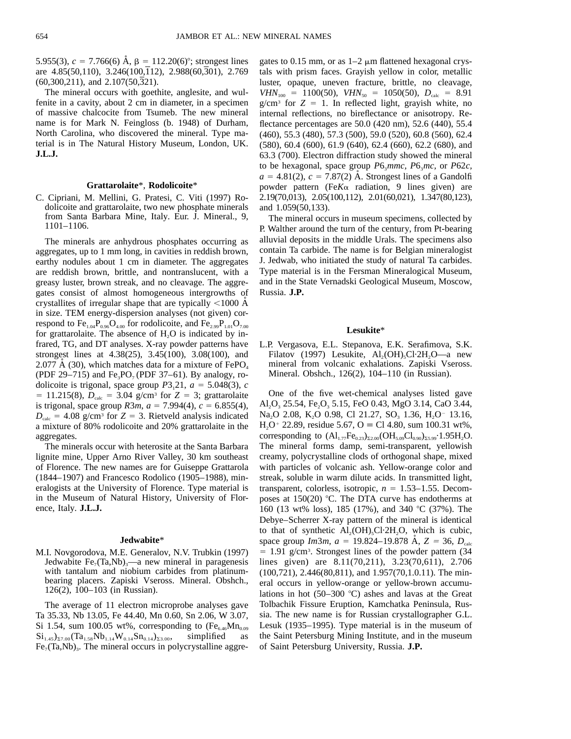5.955(3), $c$ = 7.766(6) Å, $\beta$ = 112.20(6)°; strongest lines are 4.85(50,110), 3.246(100,$\overline{1}$12), 2.988(60,$\overline{3}$01), 2.769 (60,300,211), and 2.107(50,$\overline{3}$21).

The mineral occurs with goethite, anglesite, and wulfenite in a cavity, about 2 cm in diameter, in a specimen of massive chalcocite from Tsumeb. The new mineral name is for Mark N. Feingloss (b. 1948) of Durham, North Carolina, who discovered the mineral. Type material is in The Natural History Museum, London, UK. **J.L.J.**

### Grattarolaite*, Rodolicoite*

C. Cipriani, M. Mellini, G. Pratesi, C. Viti (1997) Rodolicoite and grattarolaite, two new phosphate minerals from Santa Barbara Mine, Italy. Eur. J. Mineral., 9, 1101–1106.

The minerals are anhydrous phosphates occurring as aggregates, up to 1 mm long, in cavities in reddish brown, earthy nodules about 1 cm in diameter. The aggregates are reddish brown, brittle, and nontranslucent, with a greasy luster, brown streak, and no cleavage. The aggregates consist of almost homogeneous intergrowths of crystallites of irregular shape that are typically <1000 Å in size. TEM energy-dispersion analyses (not given) correspond to $Fe_{1.04}P_{0.96}O_{4.00}$ for rodolicoite, and $Fe_{2.99}P_{1.01}O_{7.00}$ for grattarolaite. The absence of $H_2O$ is indicated by infrared, TG, and DT analyses. X-ray powder patterns have strongest lines at 4.38(25), 3.45(100), 3.08(100), and 2.077 Å (30), which matches data for a mixture of $FePO_4$ (PDF 29–715) and $Fe_3PO_7$ (PDF 37–61). By analogy, rodolicoite is trigonal, space group $P3_121$, $a$ = 5.048(3), $c$ = 11.215(8), $D_{calc}$ = 3.04 g/cm³ for $Z$ = 3; grattarolaite is trigonal, space group $R3m$, $a$ = 7.994(4), $c$ = 6.855(4), $D_{calc}$ = 4.08 g/cm³ for $Z$ = 3. Rietveld analysis indicated a mixture of 80% rodolicoite and 20% grattarolaite in the aggregates.

The minerals occur with heterosite at the Santa Barbara lignite mine, Upper Arno River Valley, 30 km southeast of Florence. The new names are for Guiseppe Grattarola (1844–1907) and Francesco Rodolico (1905–1988), mineralogists at the University of Florence. Type material is in the Museum of Natural History, University of Florence, Italy. **J.L.J.**

### Jedwabite*

M.I. Novgorodova, M.E. Generalov, N.V. Trubkin (1997) Jedwabite $Fe_7(Ta,Nb)_3$—a new mineral in paragenesis with tantalum and niobium carbides from platinum-bearing placers. Zapiski Vseross. Mineral. Obshch., 126(2), 100–103 (in Russian).

The average of 11 electron microprobe analyses gave Ta 35.33, Nb 13.05, Fe 44.40, Mn 0.60, Sn 2.06, W 3.07, Si 1.54, sum 100.05 wt%, corresponding to $(Fe_{6.46}Mn_{0.09}Si_{1.45})_{\Sigma 7.00}(Ta_{1.58}Nb_{1.14}W_{0.14}Sn_{0.14})_{\Sigma 3.00}$, simplified as $Fe_7(Ta,Nb)_3$. The mineral occurs in polycrystalline aggregates to 0.15 mm, or as 1–2 μm flattened hexagonal crystals with prism faces. Grayish yellow in color, metallic luster, opaque, uneven fracture, brittle, no cleavage, $VHN_{100}$ = 1100(50), $VHN_{50}$ = 1050(50), $D_{calc}$ = 8.91 g/cm³ for $Z$ = 1. In reflected light, grayish white, no internal reflections, no bireflectance or anisotropy. Reflectance percentages are 50.0 (420 nm), 52.6 (440), 55.4 (460), 55.3 (480), 57.3 (500), 59.0 (520), 60.8 (560), 62.4 (580), 60.4 (600), 61.9 (640), 62.4 (660), 62.2 (680), and 63.3 (700). Electron diffraction study showed the mineral to be hexagonal, space group $P6_3mmc$, $P6_3mc$, or $P62c$, $a$ = 4.81(2), $c$ = 7.87(2) Å. Strongest lines of a Gandolfi powder pattern (Fe$K\alpha$ radiation, 9 lines given) are 2.19(70,013), 2.05(100,112), 2.01(60,021), 1.347(80,123), and 1.059(50,133).

The mineral occurs in museum specimens, collected by P. Walther around the turn of the century, from Pt-bearing alluvial deposits in the middle Urals. The specimens also contain Ta carbide. The name is for Belgian mineralogist J. Jedwab, who initiated the study of natural Ta carbides. Type material is in the Fersman Mineralogical Museum, and in the State Vernadski Geological Museum, Moscow, Russia. **J.P.**

### Lesukite*

L.P. Vergasova, E.L. Stepanova, E.K. Serafimova, S.K. Filatov (1997) Lesukite, $Al_2(OH)_5Cl{\cdot}2H_2O$—a new mineral from volcanic exhalations. Zapiski Vseross. Mineral. Obshch., 126(2), 104–110 (in Russian).

One of the five wet-chemical analyses listed gave $Al_2O_3$ 25.54, $Fe_2O_3$ 5.15, FeO 0.43, MgO 3.14, CaO 3.44, $Na_2O$ 2.08, $K_2O$ 0.98, Cl 21.27, $SO_3$ 1.36, $H_2O^-$ 13.16, $H_2O^+$ 22.89, residue 5.67, O ≡ Cl 4.80, sum 100.31 wt%, corresponding to $(Al_{1.77}Fe_{0.23})_{\Sigma 2.00}(OH_{5.09}Cl_{0.90})_{\Sigma 5.99}{\cdot}1.95H_2O$. The mineral forms damp, semi-transparent, yellowish creamy, polycrystalline clods of orthogonal shape, mixed with particles of volcanic ash. Yellow-orange color and streak, soluble in warm dilute acids. In transmitted light, transparent, colorless, isotropic, $n$ = 1.53–1.55. Decomposes at 150(20) °C. The DTA curve has endotherms at 160 (13 wt% loss), 185 (17%), and 340 °C (37%). The Debye–Scherrer X-ray pattern of the mineral is identical to that of synthetic $Al_2(OH)_5Cl{\cdot}2H_2O$, which is cubic, space group $Im3m$, $a$ = 19.824–19.878 Å, $Z$ = 36, $D_{calc}$ = 1.91 g/cm³. Strongest lines of the powder pattern (34 lines given) are 8.11(70,211), 3.23(70,611), 2.706 (100,721), 2.446(80,811), and 1.957(70,1.0.11). The mineral occurs in yellow-orange or yellow-brown accumulations in hot (50–300 °C) ashes and lavas at the Great Tolbachik Fissure Eruption, Kamchatka Peninsula, Russia. The new name is for Russian crystallographer G.L. Lesuk (1935–1995). Type material is in the museum of the Saint Petersburg Mining Institute, and in the museum of Saint Petersburg University, Russia. **J.P.**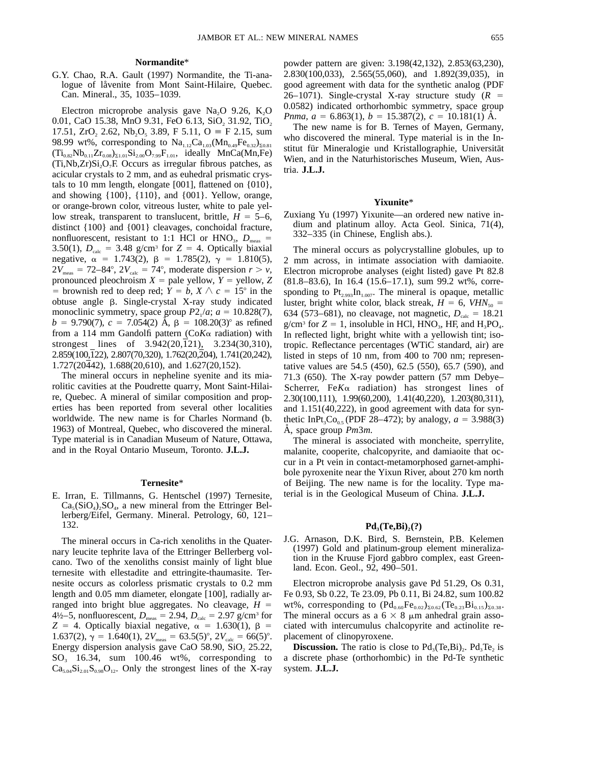### Normandite*

G.Y. Chao, R.A. Gault (1997) Normandite, the Ti-analogue of låvenite from Mont Saint-Hilaire, Quebec. Can. Mineral., 35, 1035–1039.

Electron microprobe analysis gave $Na_2O$ 9.26, $K_2O$ 0.01, CaO 15.38, MnO 9.31, FeO 6.13, $SiO_2$ 31.92, $TiO_2$ 17.51, $ZrO_2$ 2.62, $Nb_2O_5$ 3.89, F 5.11, O ≡ F 2.15, sum 98.99 wt%, corresponding to $Na_{1.12}Ca_{1.03}(Mn_{0.49}Fe_{0.32})_{\Sigma 0.81}(Ti_{0.82}Nb_{0.11}Zr_{0.08})_{\Sigma 1.01}Si_{2.00}O_{7.99}F_{1.01}$, ideally MnCa(Mn,Fe)(Ti,Nb,Zr)$Si_2O_7$F. Occurs as irregular fibrous patches, as acicular crystals to 2 mm, and as euhedral prismatic crystals to 10 mm length, elongate [001], flattened on {010}, and showing {100}, {110}, and {001}. Yellow, orange, or orange-brown color, vitreous luster, white to pale yellow streak, transparent to translucent, brittle, $H$ = 5–6, distinct {100} and {001} cleavages, conchoidal fracture, nonfluorescent, resistant to 1:1 HCl or $HNO_3$, $D_{meas}$ = 3.50(1), $D_{calc}$ = 3.48 g/cm³ for $Z$ = 4. Optically biaxial negative, $\alpha$ = 1.743(2), $\beta$ = 1.785(2), $\gamma$ = 1.810(5), $2V_{meas}$ = 72–84°, $2V_{calc}$ = 74°, moderate dispersion $r > v$, pronounced pleochroism $X$ = pale yellow, $Y$ = yellow, $Z$ = brownish red to deep red; $Y = b$, $X \wedge c$ = 15° in the obtuse angle $\beta$. Single-crystal X-ray study indicated monoclinic symmetry, space group $P2_1/a$; $a$ = 10.828(7), $b$ = 9.790(7), $c$ = 7.054(2) Å, $\beta$ = 108.20(3)° as refined from a 114 mm Gandolfi pattern (Co$K\alpha$ radiation) with strongest lines of 3.942(20,$\bar{1}$21), 3.234(30,310), 2.859(100,$\bar{1}$22), 2.807(70,320), 1.762(20,$\bar{2}$04), 1.741(20,242), 1.727(20$\bar{4}$42), 1.688(20,610), and 1.627(20,152).

The mineral occurs in nepheline syenite and its miarolitic cavities at the Poudrette quarry, Mont Saint-Hilaire, Quebec. A mineral of similar composition and properties has been reported from several other localities worldwide. The new name is for Charles Normand (b. 1963) of Montreal, Quebec, who discovered the mineral. Type material is in Canadian Museum of Nature, Ottawa, and in the Royal Ontario Museum, Toronto. **J.L.J.**

### Ternesite*

E. Irran, E. Tillmanns, G. Hentschel (1997) Ternesite, $Ca_5(SiO_4)_2SO_4$, a new mineral from the Ettringer Bellerberg/Eifel, Germany. Mineral. Petrology, 60, 121–132.

The mineral occurs in Ca-rich xenoliths in the Quaternary leucite tephrite lava of the Ettringer Bellerberg volcano. Two of the xenoliths consist mainly of light blue ternesite with ellestadite and ettringite-thaumasite. Ternesite occurs as colorless prismatic crystals to 0.2 mm length and 0.05 mm diameter, elongate [100], radially arranged into bright blue aggregates. No cleavage, $H$ = 4½–5, nonfluorescent, $D_{meas}$ = 2.94, $D_{calc}$ = 2.97 g/cm³ for $Z$ = 4. Optically biaxial negative, $\alpha$ = 1.630(1), $\beta$ = 1.637(2), $\gamma$ = 1.640(1), $2V_{meas}$ = 63.5(5)°, $2V_{calc}$ = 66(5)°. Energy dispersion analysis gave CaO 58.90, $SiO_2$ 25.22, $SO_3$ 16.34, sum 100.46 wt%, corresponding to $Ca_{5.04}Si_{2.01}S_{0.98}O_{12}$. Only the strongest lines of the X-ray powder pattern are given: 3.198(42,132), 2.853(63,230), 2.830(100,033), 2.565(55,060), and 1.892(39,035), in good agreement with data for the synthetic analog (PDF 26–1071). Single-crystal X-ray structure study ($R$ = 0.0582) indicated orthorhombic symmetry, space group $Pnma$, $a$ = 6.863(1), $b$ = 15.387(2), $c$ = 10.181(1) Å.

The new name is for B. Ternes of Mayen, Germany, who discovered the mineral. Type material is in the Institut für Mineralogie und Kristallographie, Universität Wien, and in the Naturhistorisches Museum, Wien, Austria. **J.L.J.**

### Yixunite*

Zuxiang Yu (1997) Yixunite—an ordered new native indium and platinum alloy. Acta Geol. Sinica, 71(4), 332–335 (in Chinese, English abs.).

The mineral occurs as polycrystalline globules, up to 2 mm across, in intimate association with damiaoite. Electron microprobe analyses (eight listed) gave Pt 82.8 (81.8–83.6), In 16.4 (15.6–17.1), sum 99.2 wt%, corresponding to $Pt_{2.993}In_{1.007}$. The mineral is opaque, metallic luster, bright white color, black streak, $H$ = 6, $VHN_{50}$ = 634 (573–681), no cleavage, not magnetic, $D_{calc}$ = 18.21 g/cm³ for $Z$ = 1, insoluble in HCl, $HNO_3$, HF, and $H_3PO_4$. In reflected light, bright white with a yellowish tint; isotropic. Reflectance percentages (WTiC standard, air) are listed in steps of 10 nm, from 400 to 700 nm; representative values are 54.5 (450), 62.5 (550), 65.7 (590), and 71.3 (650). The X-ray powder pattern (57 mm Debye–Scherrer, Fe$K\alpha$ radiation) has strongest lines of 2.30(100,111), 1.99(60,200), 1.41(40,220), 1.203(80,311), and 1.151(40,222), in good agreement with data for synthetic $InPt_3Co_{0.5}$ (PDF 28–472); by analogy, $a$ = 3.988(3) Å, space group $Pm3m$.

The mineral is associated with moncheite, sperrylite, malanite, cooperite, chalcopyrite, and damiaoite that occur in a Pt vein in contact-metamorphosed garnet-amphibole pyroxenite near the Yixun River, about 270 km north of Beijing. The new name is for the locality. Type material is in the Geological Museum of China. **J.L.J.**

### $Pd_3(Te,Bi)_2$(?)

J.G. Arnason, D.K. Bird, S. Bernstein, P.B. Kelemen (1997) Gold and platinum-group element mineralization in the Kruuse Fjord gabbro complex, east Greenland. Econ. Geol., 92, 490–501.

Electron microprobe analysis gave Pd 51.29, Os 0.31, Fe 0.93, Sb 0.22, Te 23.09, Pb 0.11, Bi 24.82, sum 100.82 wt%, corresponding to $(Pd_{0.60}Fe_{0.02})_{\Sigma 0.62}(Te_{0.23}Bi_{0.15})_{\Sigma 0.38}$. The mineral occurs as a 6 × 8 μm anhedral grain associated with intercumulus chalcopyrite and actinolite replacement of clinopyroxene.

**Discussion.** The ratio is close to $Pd_3(Te,Bi)_2$. $Pd_3Te_2$ is a discrete phase (orthorhombic) in the Pd-Te synthetic system. **J.L.J.**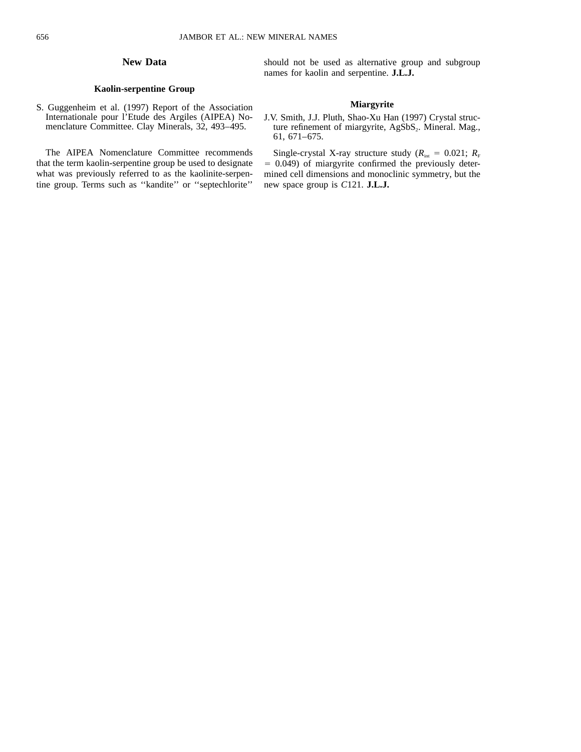## New Data

### Kaolin-serpentine Group

S. Guggenheim et al. (1997) Report of the Association Internationale pour l'Etude des Argiles (AIPEA) Nomenclature Committee. Clay Minerals, 32, 493–495.

The AIPEA Nomenclature Committee recommends that the term kaolin-serpentine group be used to designate what was previously referred to as the kaolinite-serpentine group. Terms such as ''kandite'' or ''septechlorite'' should not be used as alternative group and subgroup names for kaolin and serpentine. **J.L.J.**

### Miargyrite

J.V. Smith, J.J. Pluth, Shao-Xu Han (1997) Crystal structure refinement of miargyrite, $AgSbS_2$. Mineral. Mag., 61, 671–675.

Single-crystal X-ray structure study ($R_{int}$ = 0.021; $R_F$ = 0.049) of miargyrite confirmed the previously determined cell dimensions and monoclinic symmetry, but the new space group is *C*121. **J.L.J.**